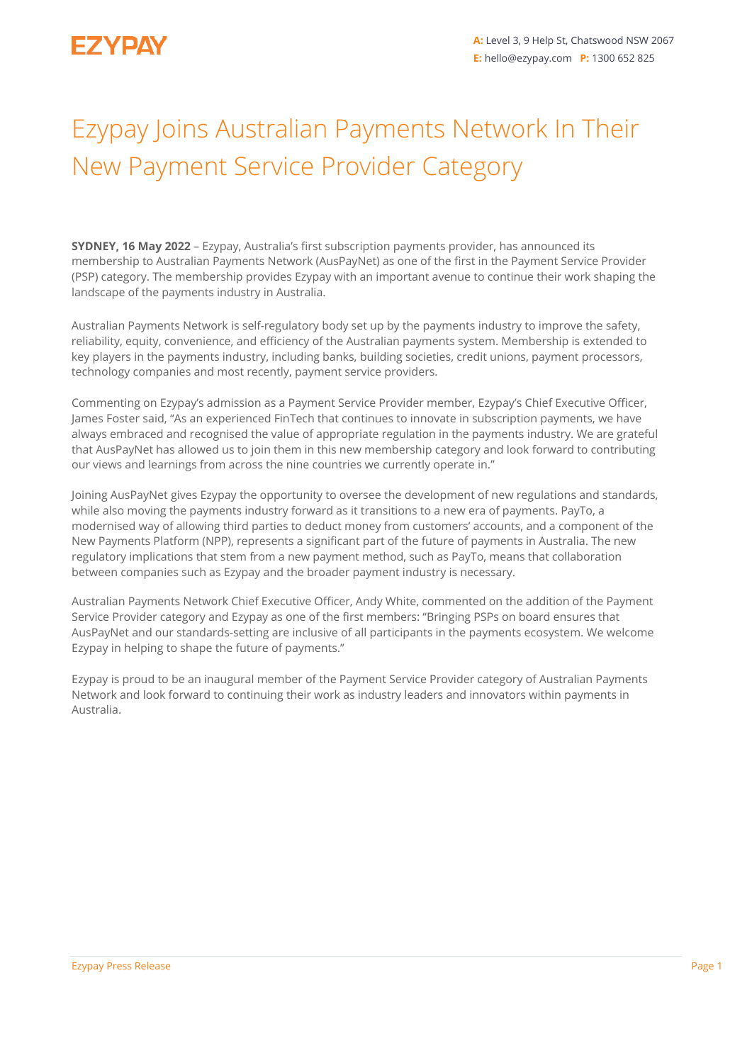EZYPAY

**A:** Level 3, 9 Help St, Chatswood NSW 2067
**E:** hello@ezypay.com **P:** 1300 652 825

# Ezypay Joins Australian Payments Network In Their New Payment Service Provider Category

**SYDNEY, 16 May 2022** – Ezypay, Australia's first subscription payments provider, has announced its membership to Australian Payments Network (AusPayNet) as one of the first in the Payment Service Provider (PSP) category. The membership provides Ezypay with an important avenue to continue their work shaping the landscape of the payments industry in Australia.

Australian Payments Network is self-regulatory body set up by the payments industry to improve the safety, reliability, equity, convenience, and efficiency of the Australian payments system. Membership is extended to key players in the payments industry, including banks, building societies, credit unions, payment processors, technology companies and most recently, payment service providers.

Commenting on Ezypay's admission as a Payment Service Provider member, Ezypay's Chief Executive Officer, James Foster said, "As an experienced FinTech that continues to innovate in subscription payments, we have always embraced and recognised the value of appropriate regulation in the payments industry. We are grateful that AusPayNet has allowed us to join them in this new membership category and look forward to contributing our views and learnings from across the nine countries we currently operate in."

Joining AusPayNet gives Ezypay the opportunity to oversee the development of new regulations and standards, while also moving the payments industry forward as it transitions to a new era of payments. PayTo, a modernised way of allowing third parties to deduct money from customers' accounts, and a component of the New Payments Platform (NPP), represents a significant part of the future of payments in Australia. The new regulatory implications that stem from a new payment method, such as PayTo, means that collaboration between companies such as Ezypay and the broader payment industry is necessary.

Australian Payments Network Chief Executive Officer, Andy White, commented on the addition of the Payment Service Provider category and Ezypay as one of the first members: "Bringing PSPs on board ensures that AusPayNet and our standards-setting are inclusive of all participants in the payments ecosystem. We welcome Ezypay in helping to shape the future of payments."

Ezypay is proud to be an inaugural member of the Payment Service Provider category of Australian Payments Network and look forward to continuing their work as industry leaders and innovators within payments in Australia.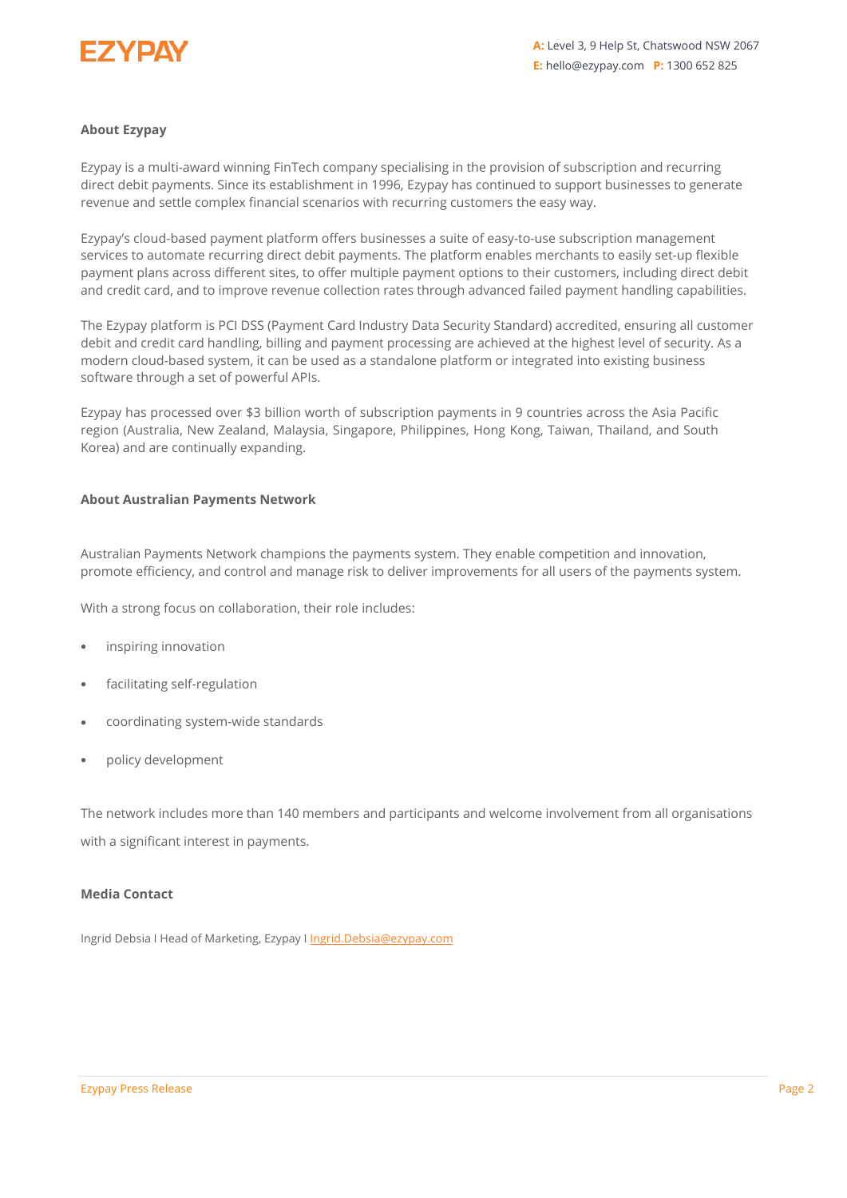**About Ezypay**

Ezypay is a multi-award winning FinTech company specialising in the provision of subscription and recurring direct debit payments. Since its establishment in 1996, Ezypay has continued to support businesses to generate revenue and settle complex financial scenarios with recurring customers the easy way.

Ezypay's cloud-based payment platform offers businesses a suite of easy-to-use subscription management services to automate recurring direct debit payments. The platform enables merchants to easily set-up flexible payment plans across different sites, to offer multiple payment options to their customers, including direct debit and credit card, and to improve revenue collection rates through advanced failed payment handling capabilities.

The Ezypay platform is PCI DSS (Payment Card Industry Data Security Standard) accredited, ensuring all customer debit and credit card handling, billing and payment processing are achieved at the highest level of security. As a modern cloud-based system, it can be used as a standalone platform or integrated into existing business software through a set of powerful APIs.

Ezypay has processed over $3 billion worth of subscription payments in 9 countries across the Asia Pacific region (Australia, New Zealand, Malaysia, Singapore, Philippines, Hong Kong, Taiwan, Thailand, and South Korea) and are continually expanding.

**About Australian Payments Network**

Australian Payments Network champions the payments system. They enable competition and innovation, promote efficiency, and control and manage risk to deliver improvements for all users of the payments system.

With a strong focus on collaboration, their role includes:

- inspiring innovation
- facilitating self-regulation
- coordinating system-wide standards
- policy development

The network includes more than 140 members and participants and welcome involvement from all organisations with a significant interest in payments.

**Media Contact**

Ingrid Debsia I Head of Marketing, Ezypay I Ingrid.Debsia@ezypay.com